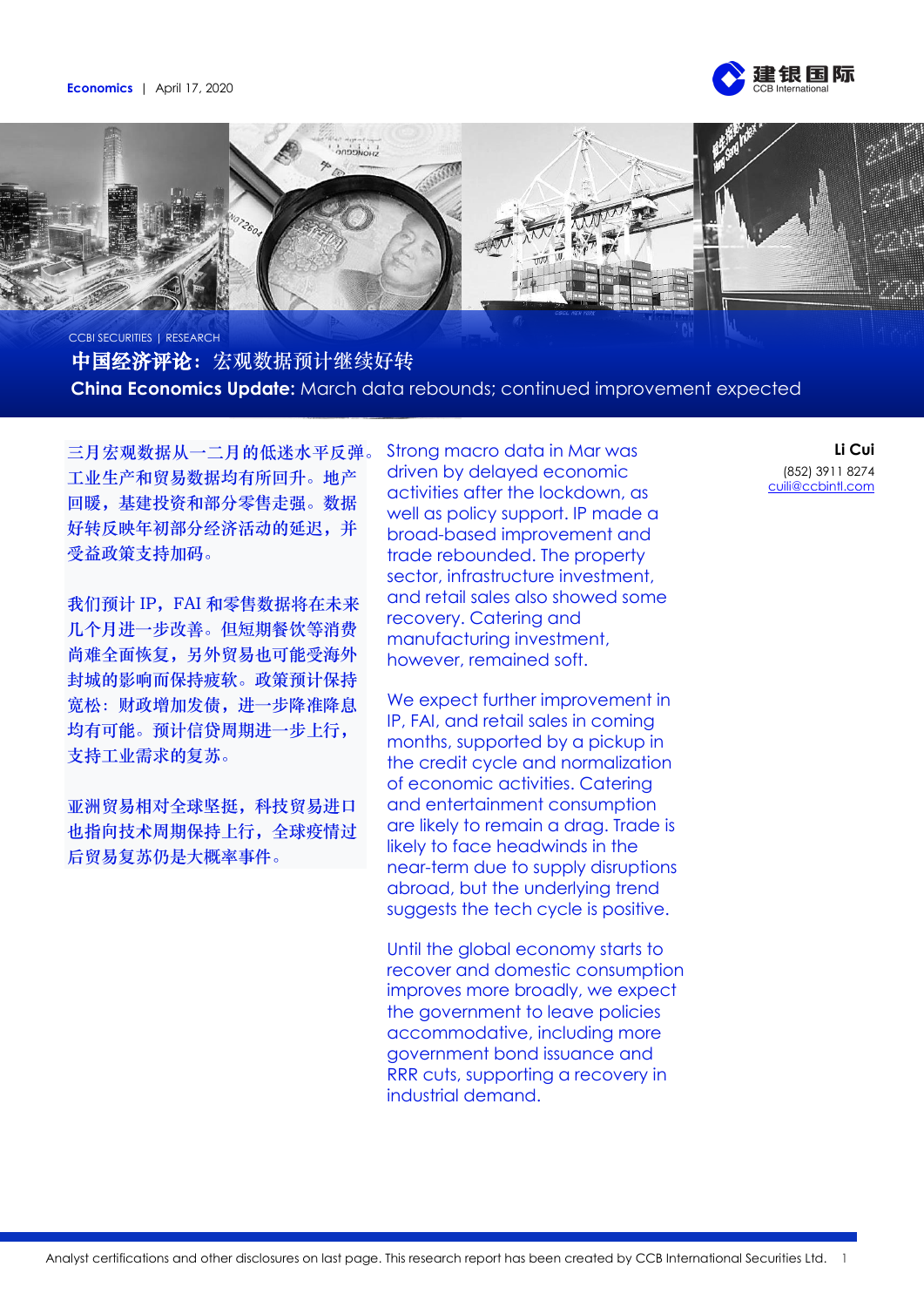Economics | April 17, 2020

CCBI SECURITIES | RESEARCH

# 中国经济评论：宏观数据预计继续好转

# **China Economics Update:** March data rebounds; continued improvement expected

**Li Cui**
(852) 3911 8274
cuili@ccbintl.com

三月宏观数据从一二月的低迷水平反弹。工业生产和贸易数据均有所回升。地产回暖，基建投资和部分零售走强。数据好转反映年初部分经济活动的延迟，并受益政策支持加码。

我们预计 IP，FAI 和零售数据将在未来几个月进一步改善。但短期餐饮等消费尚难全面恢复，另外贸易也可能受海外封城的影响而保持疲软。政策预计保持宽松：财政增加发债，进一步降准降息均有可能。预计信贷周期进一步上行，支持工业需求的复苏。

亚洲贸易相对全球坚挺，科技贸易进口也指向技术周期保持上行，全球疫情过后贸易复苏仍是大概率事件。

Strong macro data in Mar was driven by delayed economic activities after the lockdown, as well as policy support. IP made a broad-based improvement and trade rebounded. The property sector, infrastructure investment, and retail sales also showed some recovery. Catering and manufacturing investment, however, remained soft.

We expect further improvement in IP, FAI, and retail sales in coming months, supported by a pickup in the credit cycle and normalization of economic activities. Catering and entertainment consumption are likely to remain a drag. Trade is likely to face headwinds in the near-term due to supply disruptions abroad, but the underlying trend suggests the tech cycle is positive.

Until the global economy starts to recover and domestic consumption improves more broadly, we expect the government to leave policies accommodative, including more government bond issuance and RRR cuts, supporting a recovery in industrial demand.

Analyst certifications and other disclosures on last page. This research report has been created by CCB International Securities Ltd.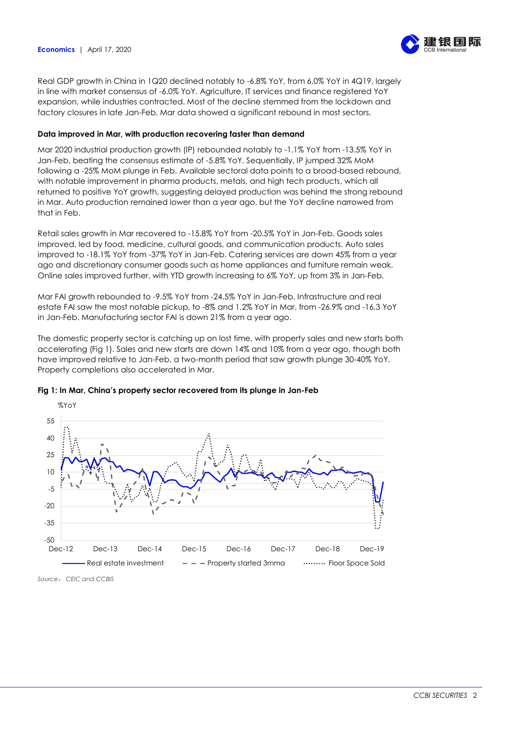Real GDP growth in China in 1Q20 declined notably to -6.8% YoY, from 6.0% YoY in 4Q19, largely in line with market consensus of -6.0% YoY. Agriculture, IT services and finance registered YoY expansion, while industries contracted. Most of the decline stemmed from the lockdown and factory closures in late Jan-Feb. Mar data showed a significant rebound in most sectors.

**Data improved in Mar, with production recovering faster than demand**

Mar 2020 industrial production growth (IP) rebounded notably to -1.1% YoY from -13.5% YoY in Jan-Feb, beating the consensus estimate of -5.8% YoY. Sequentially, IP jumped 32% MoM following a -25% MoM plunge in Feb. Available sectoral data points to a broad-based rebound, with notable improvement in pharma products, metals, and high tech products, which all returned to positive YoY growth, suggesting delayed production was behind the strong rebound in Mar. Auto production remained lower than a year ago, but the YoY decline narrowed from that in Feb.

Retail sales growth in Mar recovered to -15.8% YoY from -20.5% YoY in Jan-Feb. Goods sales improved, led by food, medicine, cultural goods, and communication products. Auto sales improved to -18.1% YoY from -37% YoY in Jan-Feb. Catering services are down 45% from a year ago and discretionary consumer goods such as home appliances and furniture remain weak. Online sales improved further, with YTD growth increasing to 6% YoY, up from 3% in Jan-Feb.

Mar FAI growth rebounded to -9.5% YoY from -24.5% YoY in Jan-Feb. Infrastructure and real estate FAI saw the most notable pickup, to -8% and 1.2% YoY in Mar, from -26.9% and -16.3 YoY in Jan-Feb. Manufacturing sector FAI is down 21% from a year ago.

The domestic property sector is catching up on lost time, with property sales and new starts both accelerating (Fig 1). Sales and new starts are down 14% and 10% from a year ago, though both have improved relative to Jan-Feb, a two-month period that saw growth plunge 30-40% YoY. Property completions also accelerated in Mar.

**Fig 1: In Mar, China's property sector recovered from its plunge in Jan-Feb**

*Source: CEIC and CCBIS*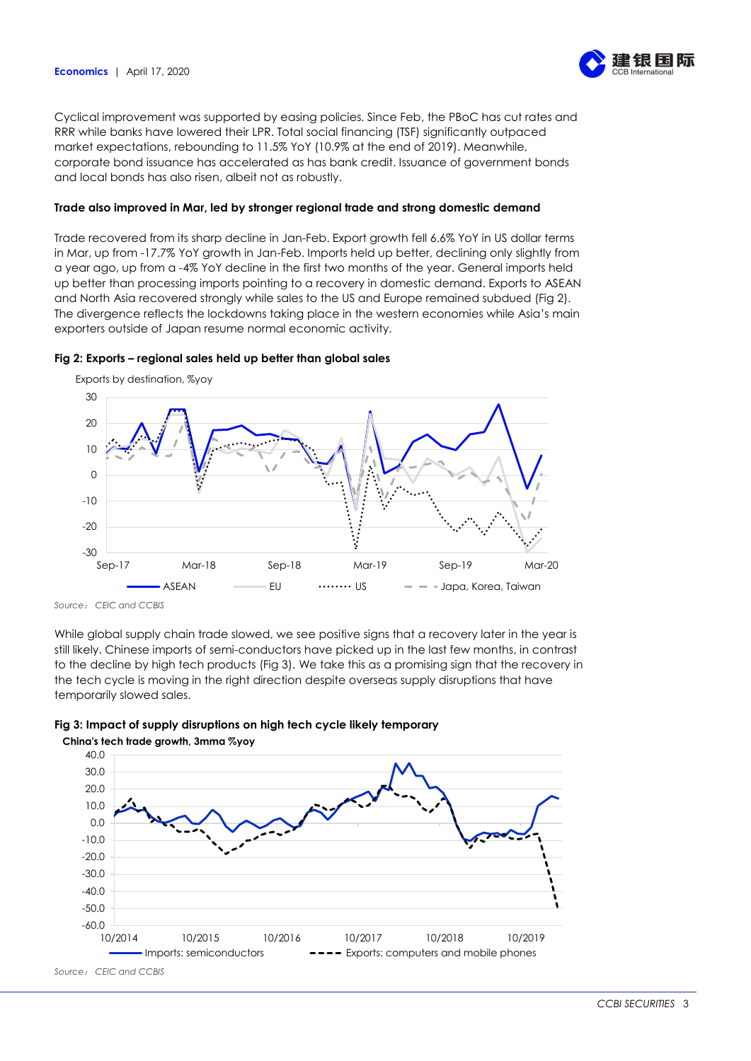Cyclical improvement was supported by easing policies. Since Feb, the PBoC has cut rates and RRR while banks have lowered their LPR. Total social financing (TSF) significantly outpaced market expectations, rebounding to 11.5% YoY (10.9% at the end of 2019). Meanwhile, corporate bond issuance has accelerated as has bank credit. Issuance of government bonds and local bonds has also risen, albeit not as robustly.

**Trade also improved in Mar, led by stronger regional trade and strong domestic demand**

Trade recovered from its sharp decline in Jan-Feb. Export growth fell 6.6% YoY in US dollar terms in Mar, up from -17.7% YoY growth in Jan-Feb. Imports held up better, declining only slightly from a year ago, up from a -4% YoY decline in the first two months of the year. General imports held up better than processing imports pointing to a recovery in domestic demand. Exports to ASEAN and North Asia recovered strongly while sales to the US and Europe remained subdued (Fig 2). The divergence reflects the lockdowns taking place in the western economies while Asia's main exporters outside of Japan resume normal economic activity.

**Fig 2: Exports – regional sales held up better than global sales**

Exports by destination, %yoy

Legend: ASEAN, EU, US, Japa, Korea, Taiwan

*Source: CEIC and CCBIS*

While global supply chain trade slowed, we see positive signs that a recovery later in the year is still likely. Chinese imports of semi-conductors have picked up in the last few months, in contrast to the decline by high tech products (Fig 3). We take this as a promising sign that the recovery in the tech cycle is moving in the right direction despite overseas supply disruptions that have temporarily slowed sales.

**Fig 3: Impact of supply disruptions on high tech cycle likely temporary**

**China's tech trade growth, 3mma %yoy**

Legend: Imports: semiconductors, Exports: computers and mobile phones

*Source: CEIC and CCBIS*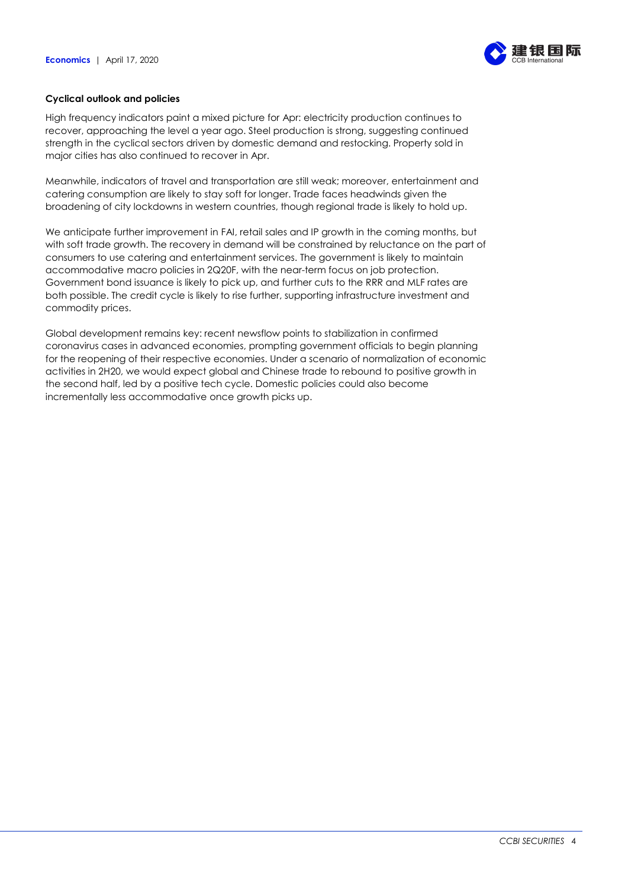**Cyclical outlook and policies**

High frequency indicators paint a mixed picture for Apr: electricity production continues to recover, approaching the level a year ago. Steel production is strong, suggesting continued strength in the cyclical sectors driven by domestic demand and restocking. Property sold in major cities has also continued to recover in Apr.

Meanwhile, indicators of travel and transportation are still weak; moreover, entertainment and catering consumption are likely to stay soft for longer. Trade faces headwinds given the broadening of city lockdowns in western countries, though regional trade is likely to hold up.

We anticipate further improvement in FAI, retail sales and IP growth in the coming months, but with soft trade growth. The recovery in demand will be constrained by reluctance on the part of consumers to use catering and entertainment services. The government is likely to maintain accommodative macro policies in 2Q20F, with the near-term focus on job protection. Government bond issuance is likely to pick up, and further cuts to the RRR and MLF rates are both possible. The credit cycle is likely to rise further, supporting infrastructure investment and commodity prices.

Global development remains key: recent newsflow points to stabilization in confirmed coronavirus cases in advanced economies, prompting government officials to begin planning for the reopening of their respective economies. Under a scenario of normalization of economic activities in 2H20, we would expect global and Chinese trade to rebound to positive growth in the second half, led by a positive tech cycle. Domestic policies could also become incrementally less accommodative once growth picks up.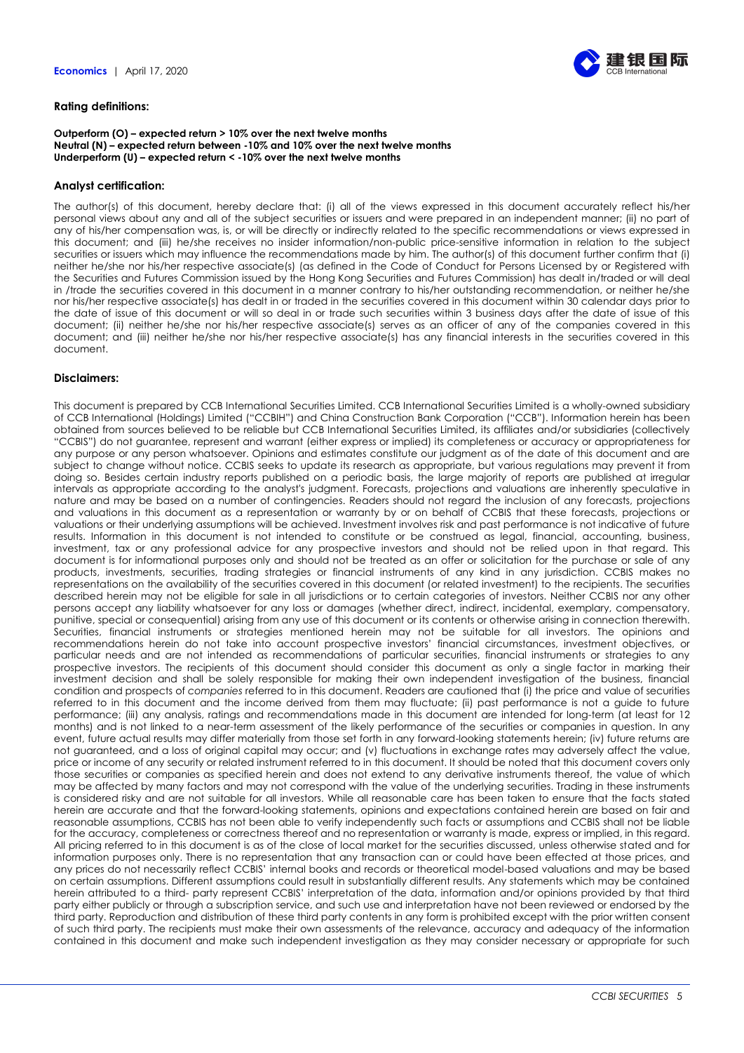### Rating definitions:

**Outperform (O) – expected return > 10% over the next twelve months**
**Neutral (N) – expected return between -10% and 10% over the next twelve months**
**Underperform (U) – expected return < -10% over the next twelve months**

### Analyst certification:

The author(s) of this document, hereby declare that: (i) all of the views expressed in this document accurately reflect his/her personal views about any and all of the subject securities or issuers and were prepared in an independent manner; (ii) no part of any of his/her compensation was, is, or will be directly or indirectly related to the specific recommendations or views expressed in this document; and (iii) he/she receives no insider information/non-public price-sensitive information in relation to the subject securities or issuers which may influence the recommendations made by him. The author(s) of this document further confirm that (i) neither he/she nor his/her respective associate(s) (as defined in the Code of Conduct for Persons Licensed by or Registered with the Securities and Futures Commission issued by the Hong Kong Securities and Futures Commission) has dealt in/traded or will deal in /trade the securities covered in this document in a manner contrary to his/her outstanding recommendation, or neither he/she nor his/her respective associate(s) has dealt in or traded in the securities covered in this document within 30 calendar days prior to the date of issue of this document or will so deal in or trade such securities within 3 business days after the date of issue of this document; (ii) neither he/she nor his/her respective associate(s) serves as an officer of any of the companies covered in this document; and (iii) neither he/she nor his/her respective associate(s) has any financial interests in the securities covered in this document.

### Disclaimers:

This document is prepared by CCB International Securities Limited. CCB International Securities Limited is a wholly-owned subsidiary of CCB International (Holdings) Limited ("CCBIH") and China Construction Bank Corporation ("CCB"). Information herein has been obtained from sources believed to be reliable but CCB International Securities Limited, its affiliates and/or subsidiaries (collectively "CCBIS") do not guarantee, represent and warrant (either express or implied) its completeness or accuracy or appropriateness for any purpose or any person whatsoever. Opinions and estimates constitute our judgment as of the date of this document and are subject to change without notice. CCBIS seeks to update its research as appropriate, but various regulations may prevent it from doing so. Besides certain industry reports published on a periodic basis, the large majority of reports are published at irregular intervals as appropriate according to the analyst's judgment. Forecasts, projections and valuations are inherently speculative in nature and may be based on a number of contingencies. Readers should not regard the inclusion of any forecasts, projections and valuations in this document as a representation or warranty by or on behalf of CCBIS that these forecasts, projections or valuations or their underlying assumptions will be achieved. Investment involves risk and past performance is not indicative of future results. Information in this document is not intended to constitute or be construed as legal, financial, accounting, business, investment, tax or any professional advice for any prospective investors and should not be relied upon in that regard. This document is for informational purposes only and should not be treated as an offer or solicitation for the purchase or sale of any products, investments, securities, trading strategies or financial instruments of any kind in any jurisdiction. CCBIS makes no representations on the availability of the securities covered in this document (or related investment) to the recipients. The securities described herein may not be eligible for sale in all jurisdictions or to certain categories of investors. Neither CCBIS nor any other persons accept any liability whatsoever for any loss or damages (whether direct, indirect, incidental, exemplary, compensatory, punitive, special or consequential) arising from any use of this document or its contents or otherwise arising in connection therewith. Securities, financial instruments or strategies mentioned herein may not be suitable for all investors. The opinions and recommendations herein do not take into account prospective investors' financial circumstances, investment objectives, or particular needs and are not intended as recommendations of particular securities, financial instruments or strategies to any prospective investors. The recipients of this document should consider this document as only a single factor in marking their investment decision and shall be solely responsible for making their own independent investigation of the business, financial condition and prospects of *companies* referred to in this document. Readers are cautioned that (i) the price and value of securities referred to in this document and the income derived from them may fluctuate; (ii) past performance is not a guide to future performance; (iii) any analysis, ratings and recommendations made in this document are intended for long-term (at least for 12 months) and is not linked to a near-term assessment of the likely performance of the securities or companies in question. In any event, future actual results may differ materially from those set forth in any forward-looking statements herein; (iv) future returns are not guaranteed, and a loss of original capital may occur; and (v) fluctuations in exchange rates may adversely affect the value, price or income of any security or related instrument referred to in this document. It should be noted that this document covers only those securities or companies as specified herein and does not extend to any derivative instruments thereof, the value of which may be affected by many factors and may not correspond with the value of the underlying securities. Trading in these instruments is considered risky and are not suitable for all investors. While all reasonable care has been taken to ensure that the facts stated herein are accurate and that the forward-looking statements, opinions and expectations contained herein are based on fair and reasonable assumptions, CCBIS has not been able to verify independently such facts or assumptions and CCBIS shall not be liable for the accuracy, completeness or correctness thereof and no representation or warranty is made, express or implied, in this regard. All pricing referred to in this document is as of the close of local market for the securities discussed, unless otherwise stated and for information purposes only. There is no representation that any transaction can or could have been effected at those prices, and any prices do not necessarily reflect CCBIS' internal books and records or theoretical model-based valuations and may be based on certain assumptions. Different assumptions could result in substantially different results. Any statements which may be contained herein attributed to a third- party represent CCBIS' interpretation of the data, information and/or opinions provided by that third party either publicly or through a subscription service, and such use and interpretation have not been reviewed or endorsed by the third party. Reproduction and distribution of these third party contents in any form is prohibited except with the prior written consent of such third party. The recipients must make their own assessments of the relevance, accuracy and adequacy of the information contained in this document and make such independent investigation as they may consider necessary or appropriate for such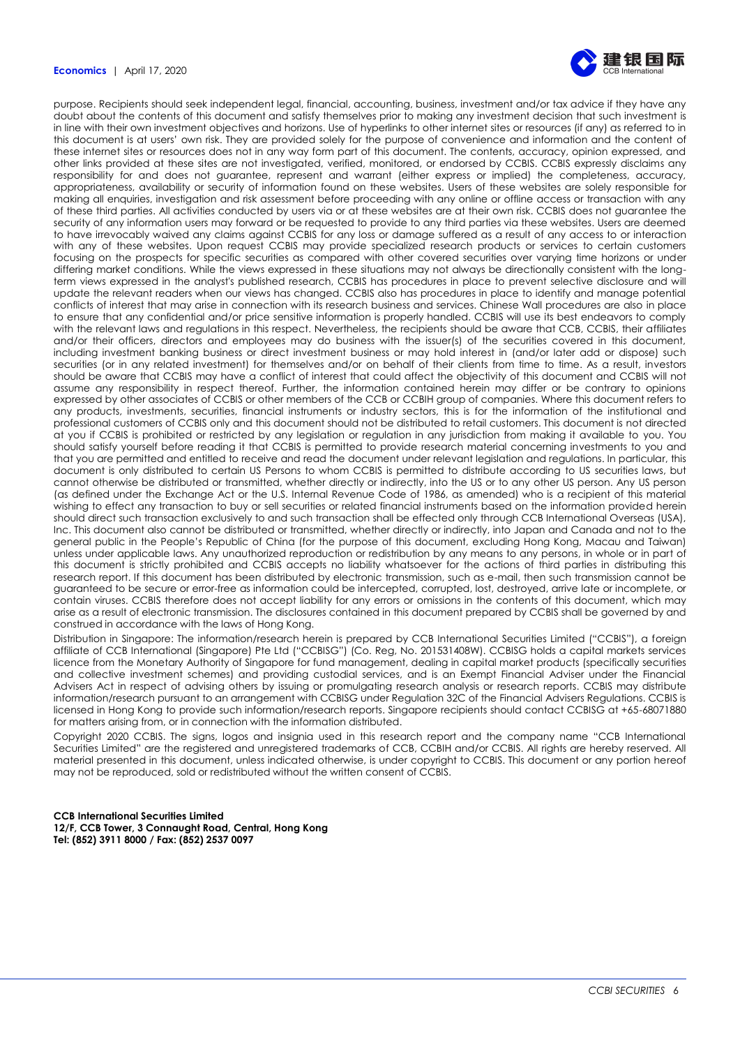purpose. Recipients should seek independent legal, financial, accounting, business, investment and/or tax advice if they have any doubt about the contents of this document and satisfy themselves prior to making any investment decision that such investment is in line with their own investment objectives and horizons. Use of hyperlinks to other internet sites or resources (if any) as referred to in this document is at users' own risk. They are provided solely for the purpose of convenience and information and the content of these internet sites or resources does not in any way form part of this document. The contents, accuracy, opinion expressed, and other links provided at these sites are not investigated, verified, monitored, or endorsed by CCBIS. CCBIS expressly disclaims any responsibility for and does not guarantee, represent and warrant (either express or implied) the completeness, accuracy, appropriateness, availability or security of information found on these websites. Users of these websites are solely responsible for making all enquiries, investigation and risk assessment before proceeding with any online or offline access or transaction with any of these third parties. All activities conducted by users via or at these websites are at their own risk. CCBIS does not guarantee the security of any information users may forward or be requested to provide to any third parties via these websites. Users are deemed to have irrevocably waived any claims against CCBIS for any loss or damage suffered as a result of any access to or interaction with any of these websites. Upon request CCBIS may provide specialized research products or services to certain customers focusing on the prospects for specific securities as compared with other covered securities over varying time horizons or under differing market conditions. While the views expressed in these situations may not always be directionally consistent with the long-term views expressed in the analyst's published research, CCBIS has procedures in place to prevent selective disclosure and will update the relevant readers when our views has changed. CCBIS also has procedures in place to identify and manage potential conflicts of interest that may arise in connection with its research business and services. Chinese Wall procedures are also in place to ensure that any confidential and/or price sensitive information is properly handled. CCBIS will use its best endeavors to comply with the relevant laws and regulations in this respect. Nevertheless, the recipients should be aware that CCB, CCBIS, their affiliates and/or their officers, directors and employees may do business with the issuer(s) of the securities covered in this document, including investment banking business or direct investment business or may hold interest in (and/or later add or dispose) such securities (or in any related investment) for themselves and/or on behalf of their clients from time to time. As a result, investors should be aware that CCBIS may have a conflict of interest that could affect the objectivity of this document and CCBIS will not assume any responsibility in respect thereof. Further, the information contained herein may differ or be contrary to opinions expressed by other associates of CCBIS or other members of the CCB or CCBIH group of companies. Where this document refers to any products, investments, securities, financial instruments or industry sectors, this is for the information of the institutional and professional customers of CCBIS only and this document should not be distributed to retail customers. This document is not directed at you if CCBIS is prohibited or restricted by any legislation or regulation in any jurisdiction from making it available to you. You should satisfy yourself before reading it that CCBIS is permitted to provide research material concerning investments to you and that you are permitted and entitled to receive and read the document under relevant legislation and regulations. In particular, this document is only distributed to certain US Persons to whom CCBIS is permitted to distribute according to US securities laws, but cannot otherwise be distributed or transmitted, whether directly or indirectly, into the US or to any other US person. Any US person (as defined under the Exchange Act or the U.S. Internal Revenue Code of 1986, as amended) who is a recipient of this material wishing to effect any transaction to buy or sell securities or related financial instruments based on the information provided herein should direct such transaction exclusively to and such transaction shall be effected only through CCB International Overseas (USA), Inc. This document also cannot be distributed or transmitted, whether directly or indirectly, into Japan and Canada and not to the general public in the People's Republic of China (for the purpose of this document, excluding Hong Kong, Macau and Taiwan) unless under applicable laws. Any unauthorized reproduction or redistribution by any means to any persons, in whole or in part of this document is strictly prohibited and CCBIS accepts no liability whatsoever for the actions of third parties in distributing this research report. If this document has been distributed by electronic transmission, such as e-mail, then such transmission cannot be guaranteed to be secure or error-free as information could be intercepted, corrupted, lost, destroyed, arrive late or incomplete, or contain viruses. CCBIS therefore does not accept liability for any errors or omissions in the contents of this document, which may arise as a result of electronic transmission. The disclosures contained in this document prepared by CCBIS shall be governed by and construed in accordance with the laws of Hong Kong.

Distribution in Singapore: The information/research herein is prepared by CCB International Securities Limited ("CCBIS"), a foreign affiliate of CCB International (Singapore) Pte Ltd ("CCBISG") (Co. Reg, No. 201531408W). CCBISG holds a capital markets services licence from the Monetary Authority of Singapore for fund management, dealing in capital market products (specifically securities and collective investment schemes) and providing custodial services, and is an Exempt Financial Adviser under the Financial Advisers Act in respect of advising others by issuing or promulgating research analysis or research reports. CCBIS may distribute information/research pursuant to an arrangement with CCBISG under Regulation 32C of the Financial Advisers Regulations. CCBIS is licensed in Hong Kong to provide such information/research reports. Singapore recipients should contact CCBISG at +65-68071880 for matters arising from, or in connection with the information distributed.

Copyright 2020 CCBIS. The signs, logos and insignia used in this research report and the company name "CCB International Securities Limited" are the registered and unregistered trademarks of CCB, CCBIH and/or CCBIS. All rights are hereby reserved. All material presented in this document, unless indicated otherwise, is under copyright to CCBIS. This document or any portion hereof may not be reproduced, sold or redistributed without the written consent of CCBIS.

**CCB International Securities Limited**
**12/F, CCB Tower, 3 Connaught Road, Central, Hong Kong**
**Tel: (852) 3911 8000 / Fax: (852) 2537 0097**